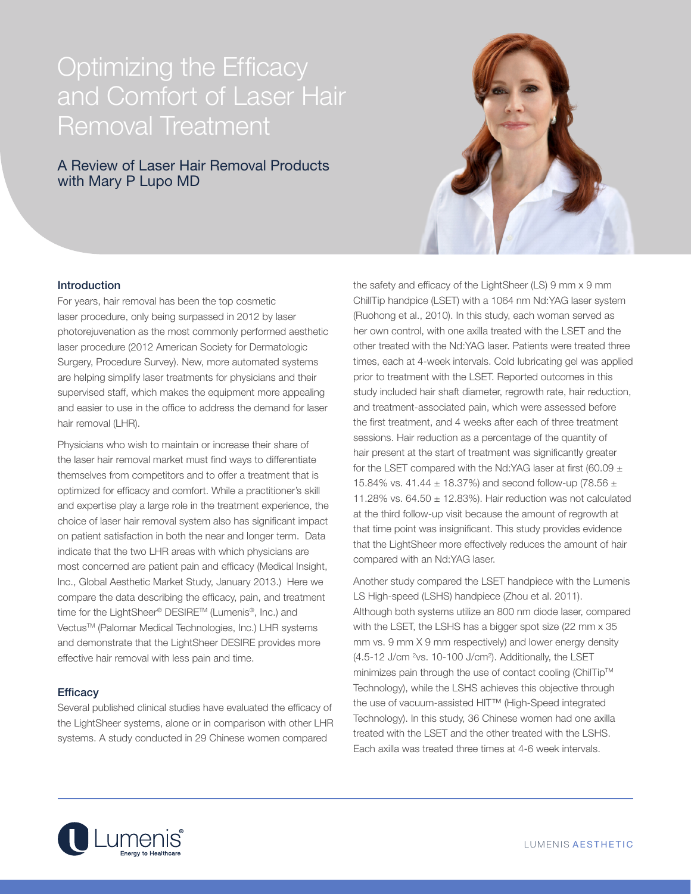# Optimizing the Efficacy and Comfort of Laser Hair Removal Treatment

## A Review of Laser Hair Removal Products with Mary P Lupo MD

### Introduction

For years, hair removal has been the top cosmetic laser procedure, only being surpassed in 2012 by laser photorejuvenation as the most commonly performed aesthetic laser procedure (2012 American Society for Dermatologic Surgery, Procedure Survey). New, more automated systems are helping simplify laser treatments for physicians and their supervised staff, which makes the equipment more appealing and easier to use in the office to address the demand for laser hair removal (LHR).

Physicians who wish to maintain or increase their share of the laser hair removal market must find ways to differentiate themselves from competitors and to offer a treatment that is optimized for efficacy and comfort. While a practitioner's skill and expertise play a large role in the treatment experience, the choice of laser hair removal system also has significant impact on patient satisfaction in both the near and longer term. Data indicate that the two LHR areas with which physicians are most concerned are patient pain and efficacy (Medical Insight, Inc., Global Aesthetic Market Study, January 2013.) Here we compare the data describing the efficacy, pain, and treatment time for the LightSheer® DESIRE™ (Lumenis®, Inc.) and Vectus™ (Palomar Medical Technologies, Inc.) LHR systems and demonstrate that the LightSheer DESIRE provides more effective hair removal with less pain and time.

### Efficacy

Several published clinical studies have evaluated the efficacy of the LightSheer systems, alone or in comparison with other LHR systems. A study conducted in 29 Chinese women compared the safety and efficacy of the LightSheer (LS) 9 mm x 9 mm ChillTip handpice (LSET) with a 1064 nm Nd:YAG laser system (Ruohong et al., 2010). In this study, each woman served as her own control, with one axilla treated with the LSET and the other treated with the Nd:YAG laser. Patients were treated three times, each at 4-week intervals. Cold lubricating gel was applied prior to treatment with the LSET. Reported outcomes in this study included hair shaft diameter, regrowth rate, hair reduction, and treatment-associated pain, which were assessed before the first treatment, and 4 weeks after each of three treatment sessions. Hair reduction as a percentage of the quantity of hair present at the start of treatment was significantly greater for the LSET compared with the Nd:YAG laser at first (60.09 ± 15.84% vs. 41.44 ± 18.37%) and second follow-up (78.56 ± 11.28% vs. 64.50 ± 12.83%). Hair reduction was not calculated at the third follow-up visit because the amount of regrowth at that time point was insignificant. This study provides evidence that the LightSheer more effectively reduces the amount of hair compared with an Nd:YAG laser.

Another study compared the LSET handpiece with the Lumenis LS High-speed (LSHS) handpiece (Zhou et al. 2011). Although both systems utilize an 800 nm diode laser, compared with the LSET, the LSHS has a bigger spot size (22 mm x 35 mm vs. 9 mm X 9 mm respectively) and lower energy density (4.5-12 J/cm $^2$vs. 10-100 J/cm$^2$). Additionally, the LSET minimizes pain through the use of contact cooling (ChilTip™ Technology), while the LSHS achieves this objective through the use of vacuum-assisted HIT™ (High-Speed integrated Technology). In this study, 36 Chinese women had one axilla treated with the LSET and the other treated with the LSHS. Each axilla was treated three times at 4-6 week intervals.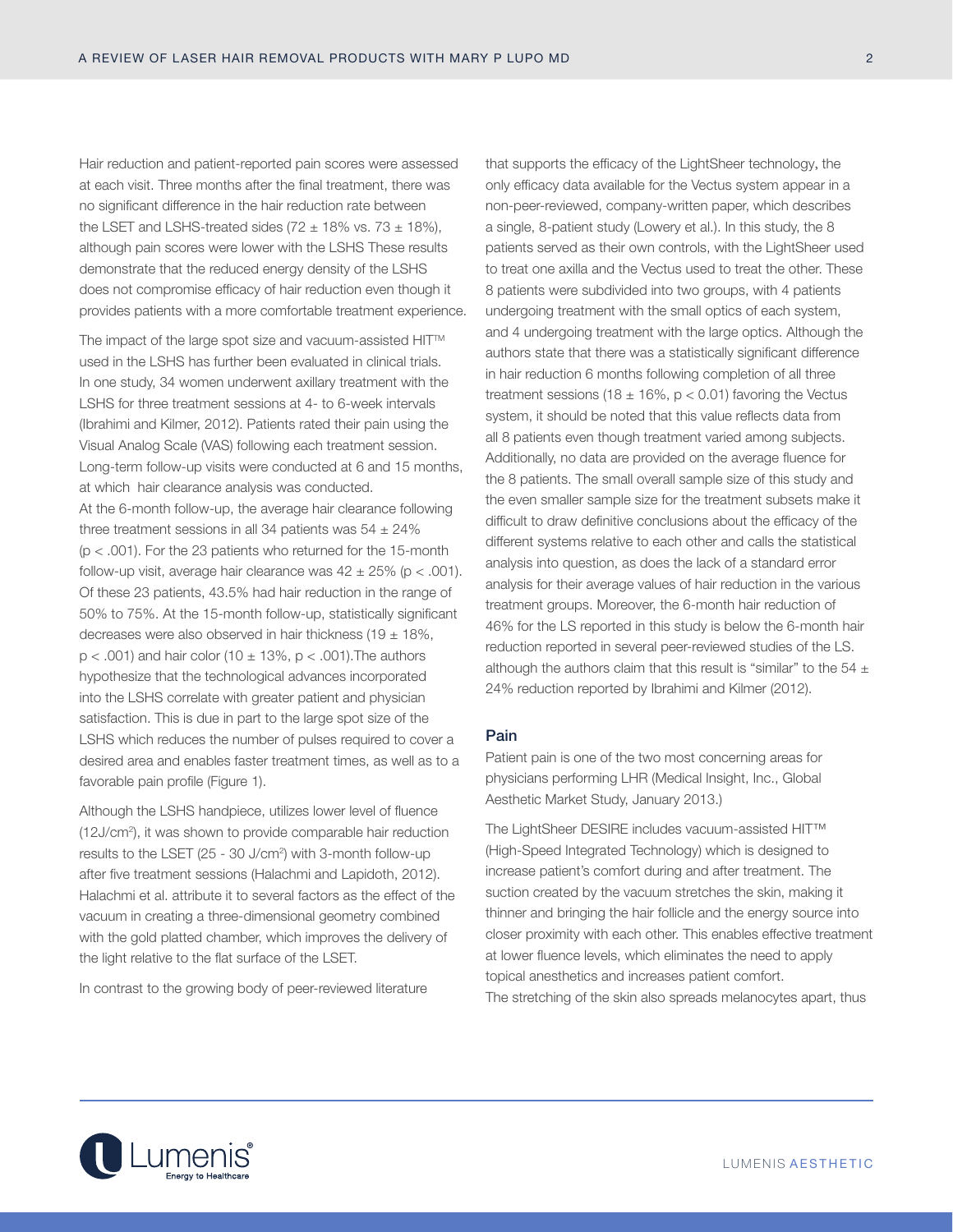Hair reduction and patient-reported pain scores were assessed at each visit. Three months after the final treatment, there was no significant difference in the hair reduction rate between the LSET and LSHS-treated sides (72 ± 18% vs. 73 ± 18%), although pain scores were lower with the LSHS These results demonstrate that the reduced energy density of the LSHS does not compromise efficacy of hair reduction even though it provides patients with a more comfortable treatment experience.

The impact of the large spot size and vacuum-assisted HIT™ used in the LSHS has further been evaluated in clinical trials. In one study, 34 women underwent axillary treatment with the LSHS for three treatment sessions at 4- to 6-week intervals (Ibrahimi and Kilmer, 2012). Patients rated their pain using the Visual Analog Scale (VAS) following each treatment session. Long-term follow-up visits were conducted at 6 and 15 months, at which hair clearance analysis was conducted.

At the 6-month follow-up, the average hair clearance following three treatment sessions in all 34 patients was 54 ± 24% ($p < .001$). For the 23 patients who returned for the 15-month follow-up visit, average hair clearance was 42 ± 25% ($p < .001$). Of these 23 patients, 43.5% had hair reduction in the range of 50% to 75%. At the 15-month follow-up, statistically significant decreases were also observed in hair thickness (19 ± 18%, $p < .001$) and hair color (10 ± 13%, $p < .001$).The authors hypothesize that the technological advances incorporated into the LSHS correlate with greater patient and physician satisfaction. This is due in part to the large spot size of the LSHS which reduces the number of pulses required to cover a desired area and enables faster treatment times, as well as to a favorable pain profile (Figure 1).

Although the LSHS handpiece, utilizes lower level of fluence (12J/cm$^2$), it was shown to provide comparable hair reduction results to the LSET (25 - 30 J/cm$^2$) with 3-month follow-up after five treatment sessions (Halachmi and Lapidoth, 2012). Halachmi et al. attribute it to several factors as the effect of the vacuum in creating a three-dimensional geometry combined with the gold platted chamber, which improves the delivery of the light relative to the flat surface of the LSET.

In contrast to the growing body of peer-reviewed literature that supports the efficacy of the LightSheer technology, the only efficacy data available for the Vectus system appear in a non-peer-reviewed, company-written paper, which describes a single, 8-patient study (Lowery et al.). In this study, the 8 patients served as their own controls, with the LightSheer used to treat one axilla and the Vectus used to treat the other. These 8 patients were subdivided into two groups, with 4 patients undergoing treatment with the small optics of each system, and 4 undergoing treatment with the large optics. Although the authors state that there was a statistically significant difference in hair reduction 6 months following completion of all three treatment sessions (18 ± 16%, $p < 0.01$) favoring the Vectus system, it should be noted that this value reflects data from all 8 patients even though treatment varied among subjects. Additionally, no data are provided on the average fluence for the 8 patients. The small overall sample size of this study and the even smaller sample size for the treatment subsets make it difficult to draw definitive conclusions about the efficacy of the different systems relative to each other and calls the statistical analysis into question, as does the lack of a standard error analysis for their average values of hair reduction in the various treatment groups. Moreover, the 6-month hair reduction of 46% for the LS reported in this study is below the 6-month hair reduction reported in several peer-reviewed studies of the LS. although the authors claim that this result is "similar" to the 54 ± 24% reduction reported by Ibrahimi and Kilmer (2012).

## Pain

Patient pain is one of the two most concerning areas for physicians performing LHR (Medical Insight, Inc., Global Aesthetic Market Study, January 2013.)

The LightSheer DESIRE includes vacuum-assisted HIT™ (High-Speed Integrated Technology) which is designed to increase patient's comfort during and after treatment. The suction created by the vacuum stretches the skin, making it thinner and bringing the hair follicle and the energy source into closer proximity with each other. This enables effective treatment at lower fluence levels, which eliminates the need to apply topical anesthetics and increases patient comfort.

The stretching of the skin also spreads melanocytes apart, thus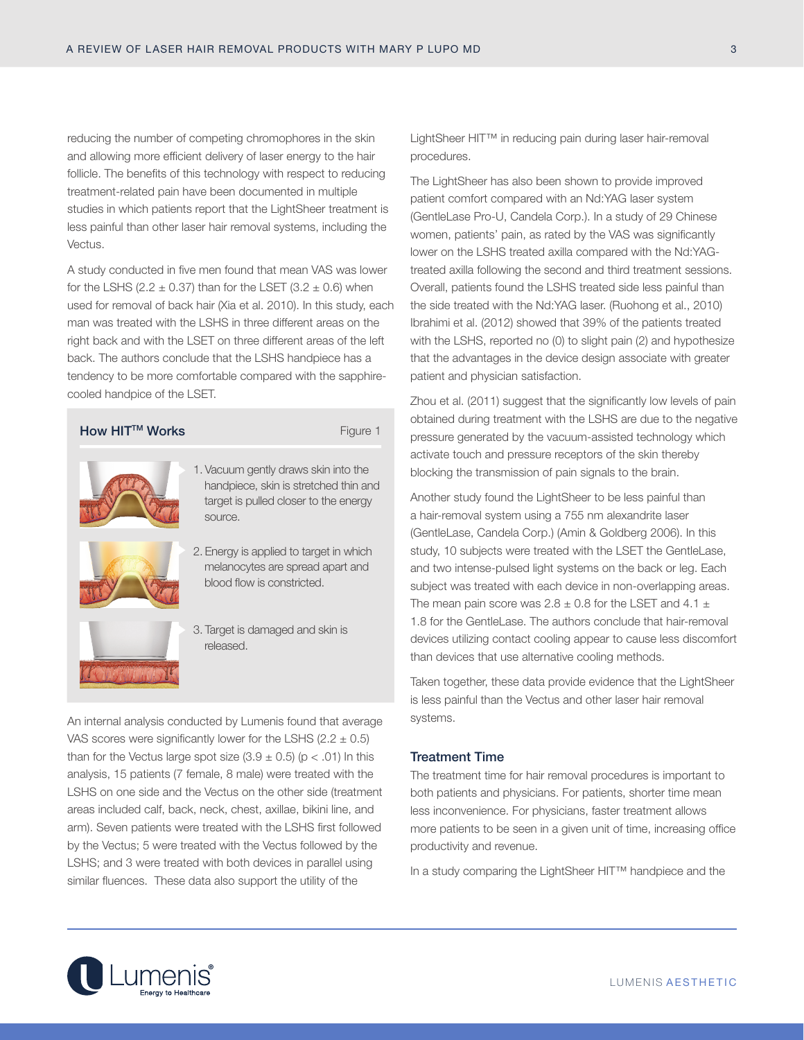reducing the number of competing chromophores in the skin and allowing more efficient delivery of laser energy to the hair follicle. The benefits of this technology with respect to reducing treatment-related pain have been documented in multiple studies in which patients report that the LightSheer treatment is less painful than other laser hair removal systems, including the Vectus.

A study conducted in five men found that mean VAS was lower for the LSHS (2.2 ± 0.37) than for the LSET (3.2 ± 0.6) when used for removal of back hair (Xia et al. 2010). In this study, each man was treated with the LSHS in three different areas on the right back and with the LSET on three different areas of the left back. The authors conclude that the LSHS handpiece has a tendency to be more comfortable compared with the sapphire-cooled handpice of the LSET.

**How HIT™ Works** Figure 1

1. Vacuum gently draws skin into the handpiece, skin is stretched thin and target is pulled closer to the energy source.
2. Energy is applied to target in which melanocytes are spread apart and blood flow is constricted.
3. Target is damaged and skin is released.

An internal analysis conducted by Lumenis found that average VAS scores were significantly lower for the LSHS (2.2 ± 0.5) than for the Vectus large spot size (3.9 ± 0.5) ($p < .01$) In this analysis, 15 patients (7 female, 8 male) were treated with the LSHS on one side and the Vectus on the other side (treatment areas included calf, back, neck, chest, axillae, bikini line, and arm). Seven patients were treated with the LSHS first followed by the Vectus; 5 were treated with the Vectus followed by the LSHS; and 3 were treated with both devices in parallel using similar fluences. These data also support the utility of the LightSheer HIT™ in reducing pain during laser hair-removal procedures.

The LightSheer has also been shown to provide improved patient comfort compared with an Nd:YAG laser system (GentleLase Pro-U, Candela Corp.). In a study of 29 Chinese women, patients' pain, as rated by the VAS was significantly lower on the LSHS treated axilla compared with the Nd:YAG-treated axilla following the second and third treatment sessions. Overall, patients found the LSHS treated side less painful than the side treated with the Nd:YAG laser. (Ruohong et al., 2010) Ibrahimi et al. (2012) showed that 39% of the patients treated with the LSHS, reported no (0) to slight pain (2) and hypothesize that the advantages in the device design associate with greater patient and physician satisfaction.

Zhou et al. (2011) suggest that the significantly low levels of pain obtained during treatment with the LSHS are due to the negative pressure generated by the vacuum-assisted technology which activate touch and pressure receptors of the skin thereby blocking the transmission of pain signals to the brain.

Another study found the LightSheer to be less painful than a hair-removal system using a 755 nm alexandrite laser (GentleLase, Candela Corp.) (Amin & Goldberg 2006). In this study, 10 subjects were treated with the LSET the GentleLase, and two intense-pulsed light systems on the back or leg. Each subject was treated with each device in non-overlapping areas. The mean pain score was 2.8 ± 0.8 for the LSET and 4.1 ± 1.8 for the GentleLase. The authors conclude that hair-removal devices utilizing contact cooling appear to cause less discomfort than devices that use alternative cooling methods.

Taken together, these data provide evidence that the LightSheer is less painful than the Vectus and other laser hair removal systems.

### Treatment Time

The treatment time for hair removal procedures is important to both patients and physicians. For patients, shorter time mean less inconvenience. For physicians, faster treatment allows more patients to be seen in a given unit of time, increasing office productivity and revenue.

In a study comparing the LightSheer HIT™ handpiece and the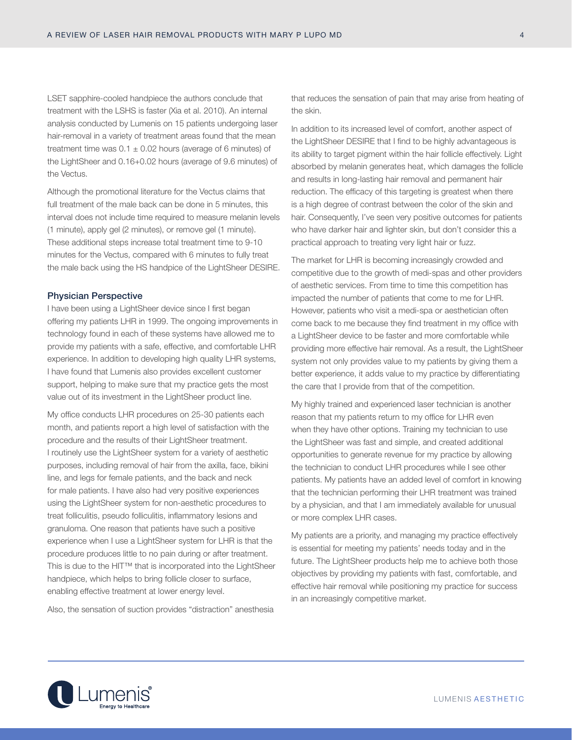LSET sapphire-cooled handpiece the authors conclude that treatment with the LSHS is faster (Xia et al. 2010). An internal analysis conducted by Lumenis on 15 patients undergoing laser hair-removal in a variety of treatment areas found that the mean treatment time was 0.1 ± 0.02 hours (average of 6 minutes) of the LightSheer and 0.16+0.02 hours (average of 9.6 minutes) of the Vectus.

Although the promotional literature for the Vectus claims that full treatment of the male back can be done in 5 minutes, this interval does not include time required to measure melanin levels (1 minute), apply gel (2 minutes), or remove gel (1 minute). These additional steps increase total treatment time to 9-10 minutes for the Vectus, compared with 6 minutes to fully treat the male back using the HS handpice of the LightSheer DESIRE.

### Physician Perspective

I have been using a LightSheer device since I first began offering my patients LHR in 1999. The ongoing improvements in technology found in each of these systems have allowed me to provide my patients with a safe, effective, and comfortable LHR experience. In addition to developing high quality LHR systems, I have found that Lumenis also provides excellent customer support, helping to make sure that my practice gets the most value out of its investment in the LightSheer product line.

My office conducts LHR procedures on 25-30 patients each month, and patients report a high level of satisfaction with the procedure and the results of their LightSheer treatment. I routinely use the LightSheer system for a variety of aesthetic purposes, including removal of hair from the axilla, face, bikini line, and legs for female patients, and the back and neck for male patients. I have also had very positive experiences using the LightSheer system for non-aesthetic procedures to treat folliculitis, pseudo folliculitis, inflammatory lesions and granuloma. One reason that patients have such a positive experience when I use a LightSheer system for LHR is that the procedure produces little to no pain during or after treatment. This is due to the HIT™ that is incorporated into the LightSheer handpiece, which helps to bring follicle closer to surface, enabling effective treatment at lower energy level.

Also, the sensation of suction provides "distraction" anesthesia that reduces the sensation of pain that may arise from heating of the skin.

In addition to its increased level of comfort, another aspect of the LightSheer DESIRE that I find to be highly advantageous is its ability to target pigment within the hair follicle effectively. Light absorbed by melanin generates heat, which damages the follicle and results in long-lasting hair removal and permanent hair reduction. The efficacy of this targeting is greatest when there is a high degree of contrast between the color of the skin and hair. Consequently, I've seen very positive outcomes for patients who have darker hair and lighter skin, but don't consider this a practical approach to treating very light hair or fuzz.

The market for LHR is becoming increasingly crowded and competitive due to the growth of medi-spas and other providers of aesthetic services. From time to time this competition has impacted the number of patients that come to me for LHR. However, patients who visit a medi-spa or aesthetician often come back to me because they find treatment in my office with a LightSheer device to be faster and more comfortable while providing more effective hair removal. As a result, the LightSheer system not only provides value to my patients by giving them a better experience, it adds value to my practice by differentiating the care that I provide from that of the competition.

My highly trained and experienced laser technician is another reason that my patients return to my office for LHR even when they have other options. Training my technician to use the LightSheer was fast and simple, and created additional opportunities to generate revenue for my practice by allowing the technician to conduct LHR procedures while I see other patients. My patients have an added level of comfort in knowing that the technician performing their LHR treatment was trained by a physician, and that I am immediately available for unusual or more complex LHR cases.

My patients are a priority, and managing my practice effectively is essential for meeting my patients' needs today and in the future. The LightSheer products help me to achieve both those objectives by providing my patients with fast, comfortable, and effective hair removal while positioning my practice for success in an increasingly competitive market.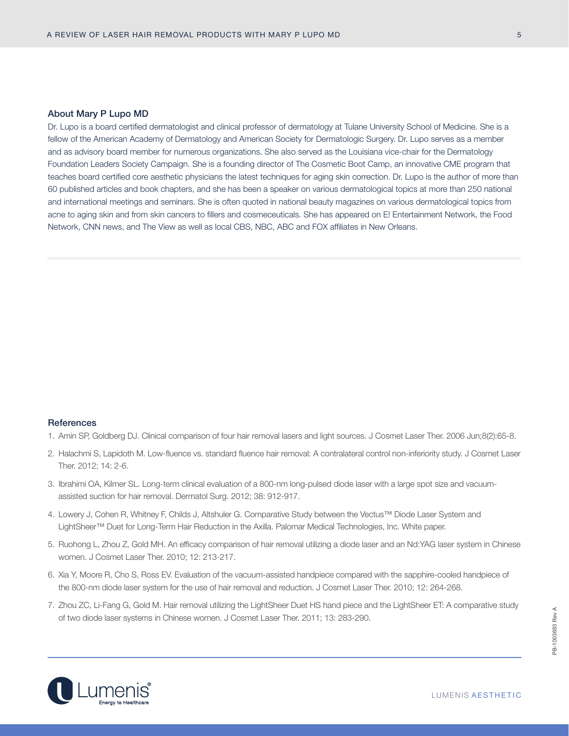## About Mary P Lupo MD

Dr. Lupo is a board certified dermatologist and clinical professor of dermatology at Tulane University School of Medicine. She is a fellow of the American Academy of Dermatology and American Society for Dermatologic Surgery. Dr. Lupo serves as a member and as advisory board member for numerous organizations. She also served as the Louisiana vice-chair for the Dermatology Foundation Leaders Society Campaign. She is a founding director of The Cosmetic Boot Camp, an innovative CME program that teaches board certified core aesthetic physicians the latest techniques for aging skin correction. Dr. Lupo is the author of more than 60 published articles and book chapters, and she has been a speaker on various dermatological topics at more than 250 national and international meetings and seminars. She is often quoted in national beauty magazines on various dermatological topics from acne to aging skin and from skin cancers to fillers and cosmeceuticals. She has appeared on E! Entertainment Network, the Food Network, CNN news, and The View as well as local CBS, NBC, ABC and FOX affiliates in New Orleans.

## References

1. Amin SP, Goldberg DJ. Clinical comparison of four hair removal lasers and light sources. J Cosmet Laser Ther. 2006 Jun;8(2):65-8.
2. Halachmi S, Lapidoth M. Low-fluence vs. standard fluence hair removal: A contralateral control non-inferiority study. J Cosmet Laser Ther. 2012; 14: 2-6.
3. Ibrahimi OA, Kilmer SL. Long-term clinical evaluation of a 800-nm long-pulsed diode laser with a large spot size and vacuum-assisted suction for hair removal. Dermatol Surg. 2012; 38: 912-917.
4. Lowery J, Cohen R, Whitney F, Childs J, Altshuler G. Comparative Study between the Vectus™ Diode Laser System and LightSheer™ Duet for Long-Term Hair Reduction in the Axilla. Palomar Medical Technologies, Inc. White paper.
5. Ruohong L, Zhou Z, Gold MH. An efficacy comparison of hair removal utilizing a diode laser and an Nd:YAG laser system in Chinese women. J Cosmet Laser Ther. 2010; 12: 213-217.
6. Xia Y, Moore R, Cho S, Ross EV. Evaluation of the vacuum-assisted handpiece compared with the sapphire-cooled handpiece of the 800-nm diode laser system for the use of hair removal and reduction. J Cosmet Laser Ther. 2010; 12: 264-268.
7. Zhou ZC, Li-Fang G, Gold M. Hair removal utilizing the LightSheer Duet HS hand piece and the LightSheer ET: A comparative study of two diode laser systems in Chinese women. J Cosmet Laser Ther. 2011; 13: 283-290.

PB-1003693 Rev A

Lumenis® Energy to Healthcare

LUMENIS AESTHETIC